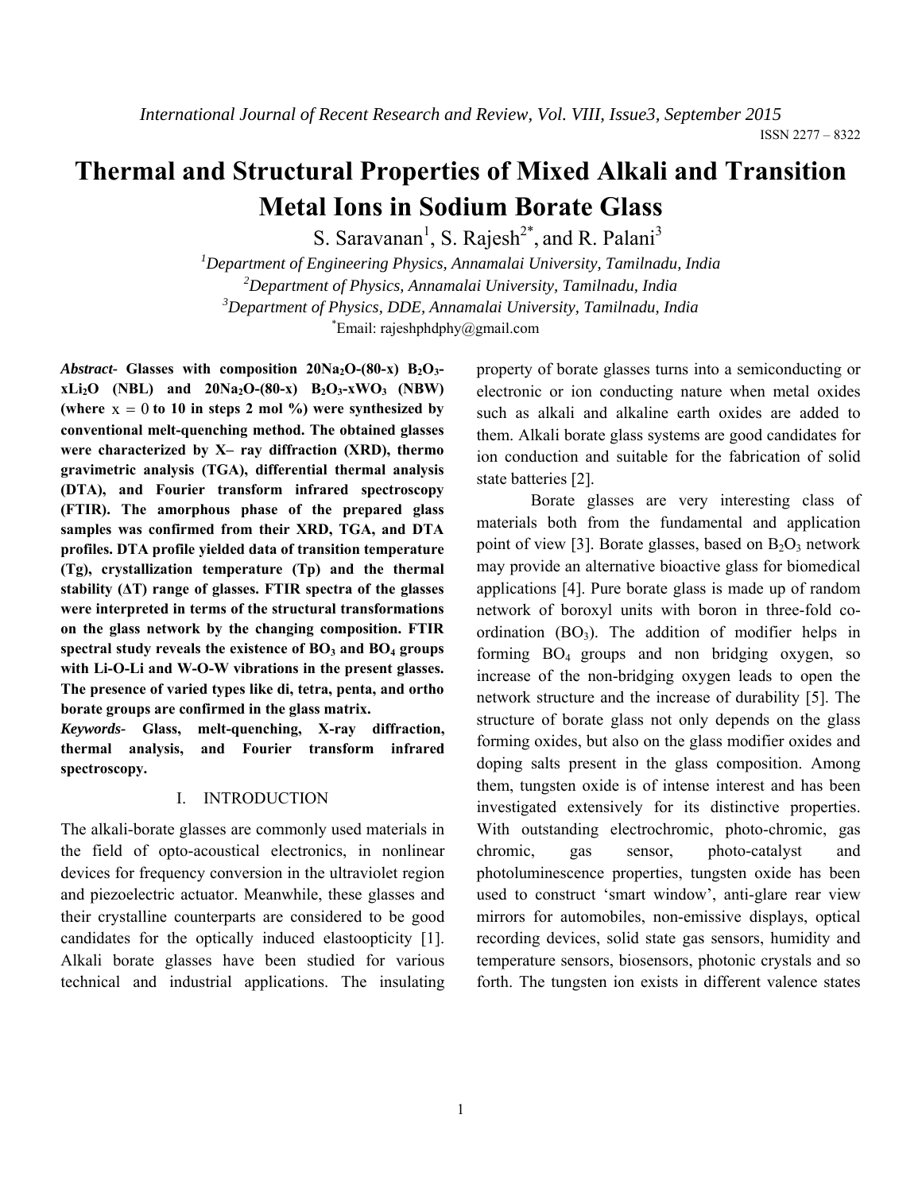# Thermal and Structural Properties of Mixed Alkali and Transition Metal Ions in Sodium Borate Glass

S. Saravanan[1], S. Rajesh[2*], and R. Palani[3]

[1]Department of Engineering Physics, Annamalai University, Tamilnadu, India
[2]Department of Physics, Annamalai University, Tamilnadu, India
[3]Department of Physics, DDE, Annamalai University, Tamilnadu, India
[*]Email: rajeshphdphy@gmail.com

***Abstract-* Glasses with composition $20Na_2O$-(80-x) $B_2O_3$-x$Li_2O$ (NBL) and $20Na_2O$-(80-x) $B_2O_3$-x$WO_3$ (NBW) (where $x = 0$ to 10 in steps 2 mol %) were synthesized by conventional melt-quenching method. The obtained glasses were characterized by X– ray diffraction (XRD), thermo gravimetric analysis (TGA), differential thermal analysis (DTA), and Fourier transform infrared spectroscopy (FTIR). The amorphous phase of the prepared glass samples was confirmed from their XRD, TGA, and DTA profiles. DTA profile yielded data of transition temperature (Tg), crystallization temperature (Tp) and the thermal stability (ΔT) range of glasses. FTIR spectra of the glasses were interpreted in terms of the structural transformations on the glass network by the changing composition. FTIR spectral study reveals the existence of $BO_3$ and $BO_4$ groups with Li-O-Li and W-O-W vibrations in the present glasses. The presence of varied types like di, tetra, penta, and ortho borate groups are confirmed in the glass matrix.**

***Keywords-* Glass, melt-quenching, X-ray diffraction, thermal analysis, and Fourier transform infrared spectroscopy.**

## I. INTRODUCTION

The alkali-borate glasses are commonly used materials in the field of opto-acoustical electronics, in nonlinear devices for frequency conversion in the ultraviolet region and piezoelectric actuator. Meanwhile, these glasses and their crystalline counterparts are considered to be good candidates for the optically induced elastoopticity [1]. Alkali borate glasses have been studied for various technical and industrial applications. The insulating property of borate glasses turns into a semiconducting or electronic or ion conducting nature when metal oxides such as alkali and alkaline earth oxides are added to them. Alkali borate glass systems are good candidates for ion conduction and suitable for the fabrication of solid state batteries [2].

Borate glasses are very interesting class of materials both from the fundamental and application point of view [3]. Borate glasses, based on $B_2O_3$ network may provide an alternative bioactive glass for biomedical applications [4]. Pure borate glass is made up of random network of boroxyl units with boron in three-fold co-ordination ($BO_3$). The addition of modifier helps in forming $BO_4$ groups and non bridging oxygen, so increase of the non-bridging oxygen leads to open the network structure and the increase of durability [5]. The structure of borate glass not only depends on the glass forming oxides, but also on the glass modifier oxides and doping salts present in the glass composition. Among them, tungsten oxide is of intense interest and has been investigated extensively for its distinctive properties. With outstanding electrochromic, photo-chromic, gas chromic, gas sensor, photo-catalyst and photoluminescence properties, tungsten oxide has been used to construct 'smart window', anti-glare rear view mirrors for automobiles, non-emissive displays, optical recording devices, solid state gas sensors, humidity and temperature sensors, biosensors, photonic crystals and so forth. The tungsten ion exists in different valence states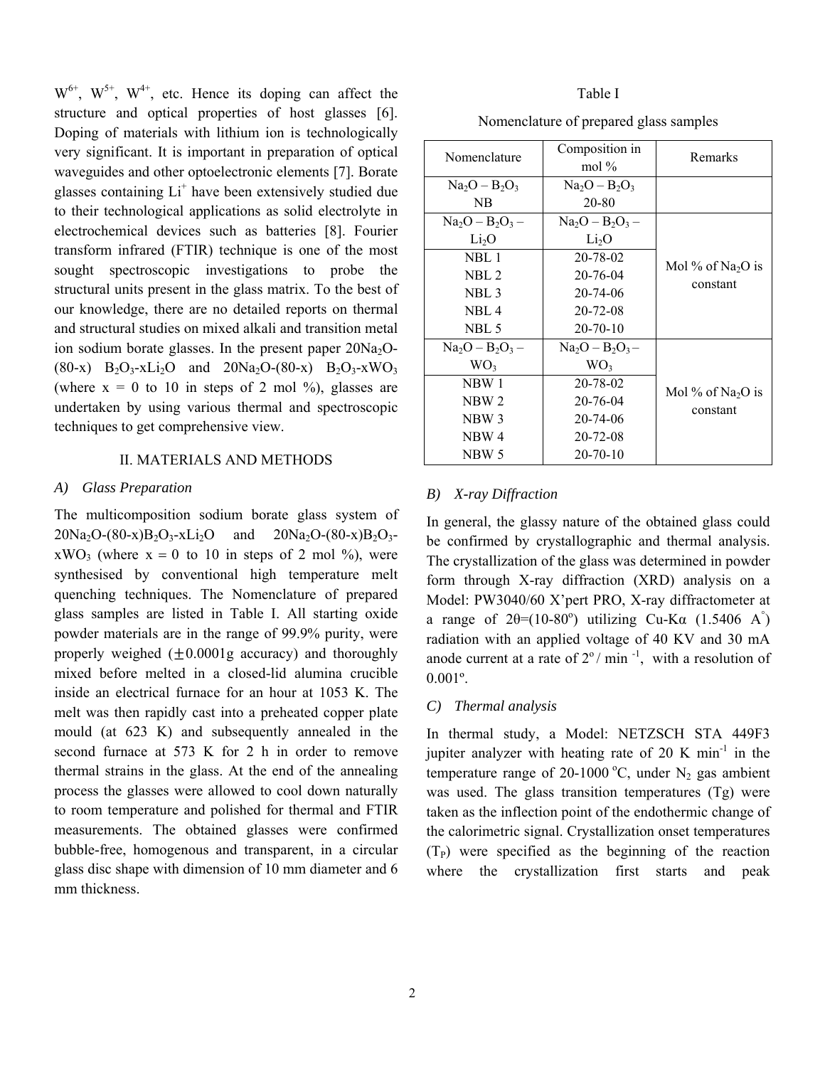$W^{6+}$, $W^{5+}$, $W^{4+}$, etc. Hence its doping can affect the structure and optical properties of host glasses [6]. Doping of materials with lithium ion is technologically very significant. It is important in preparation of optical waveguides and other optoelectronic elements [7]. Borate glasses containing $Li^{+}$ have been extensively studied due to their technological applications as solid electrolyte in electrochemical devices such as batteries [8]. Fourier transform infrared (FTIR) technique is one of the most sought spectroscopic investigations to probe the structural units present in the glass matrix. To the best of our knowledge, there are no detailed reports on thermal and structural studies on mixed alkali and transition metal ion sodium borate glasses. In the present paper $20Na_2O$-(80-x) $B_2O_3$-$xLi_2O$ and $20Na_2O$-(80-x) $B_2O_3$-$xWO_3$ (where x = 0 to 10 in steps of 2 mol %), glasses are undertaken by using various thermal and spectroscopic techniques to get comprehensive view.

## II. MATERIALS AND METHODS

### A) Glass Preparation

The multicomposition sodium borate glass system of $20Na_2O$-(80-x)$B_2O_3$-$xLi_2O$ and $20Na_2O$-(80-x)$B_2O_3$-$xWO_3$ (where x = 0 to 10 in steps of 2 mol %), were synthesised by conventional high temperature melt quenching techniques. The Nomenclature of prepared glass samples are listed in Table I. All starting oxide powder materials are in the range of 99.9% purity, were properly weighed (±0.0001g accuracy) and thoroughly mixed before melted in a closed-lid alumina crucible inside an electrical furnace for an hour at 1053 K. The melt was then rapidly cast into a preheated copper plate mould (at 623 K) and subsequently annealed in the second furnace at 573 K for 2 h in order to remove thermal strains in the glass. At the end of the annealing process the glasses were allowed to cool down naturally to room temperature and polished for thermal and FTIR measurements. The obtained glasses were confirmed bubble-free, homogenous and transparent, in a circular glass disc shape with dimension of 10 mm diameter and 6 mm thickness.

Table I

Nomenclature of prepared glass samples

| Nomenclature | Composition in mol % | Remarks |
|---|---|---|
| $Na_2O – B_2O_3$ NB | $Na_2O – B_2O_3$ 20-80 | |
| $Na_2O – B_2O_3 – Li_2O$ | $Na_2O – B_2O_3 – Li_2O$ | Mol % of $Na_2O$ is constant |
| NBL 1 | 20-78-02 | |
| NBL 2 | 20-76-04 | |
| NBL 3 | 20-74-06 | |
| NBL 4 | 20-72-08 | |
| NBL 5 | 20-70-10 | |
| $Na_2O – B_2O_3 – WO_3$ | $Na_2O – B_2O_3 – WO_3$ | Mol % of $Na_2O$ is constant |
| NBW 1 | 20-78-02 | |
| NBW 2 | 20-76-04 | |
| NBW 3 | 20-74-06 | |
| NBW 4 | 20-72-08 | |
| NBW 5 | 20-70-10 | |

### B) X-ray Diffraction

In general, the glassy nature of the obtained glass could be confirmed by crystallographic and thermal analysis. The crystallization of the glass was determined in powder form through X-ray diffraction (XRD) analysis on a Model: PW3040/60 X'pert PRO, X-ray diffractometer at a range of $2\theta$=(10-80°) utilizing Cu-Kα (1.5406 Å) radiation with an applied voltage of 40 KV and 30 mA anode current at a rate of 2° / min $^{-1}$, with a resolution of 0.001°.

### C) Thermal analysis

In thermal study, a Model: NETZSCH STA 449F3 jupiter analyzer with heating rate of 20 K $min^{-1}$ in the temperature range of 20-1000 °C, under $N_2$ gas ambient was used. The glass transition temperatures (Tg) were taken as the inflection point of the endothermic change of the calorimetric signal. Crystallization onset temperatures ($T_P$) were specified as the beginning of the reaction where the crystallization first starts and peak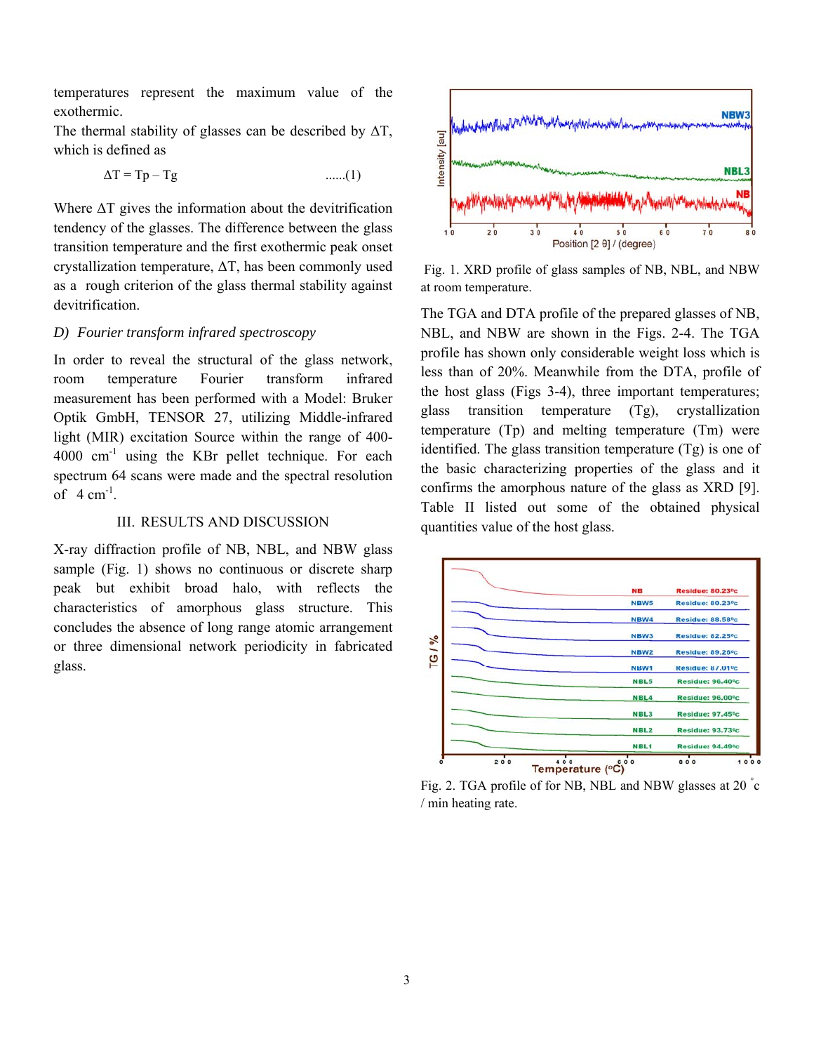temperatures represent the maximum value of the exothermic.

The thermal stability of glasses can be described by ΔT, which is defined as

$$\Delta T = Tp - Tg \qquad ......(1)$$

Where ΔT gives the information about the devitrification tendency of the glasses. The difference between the glass transition temperature and the first exothermic peak onset crystallization temperature, ΔT, has been commonly used as a rough criterion of the glass thermal stability against devitrification.

### *D) Fourier transform infrared spectroscopy*

In order to reveal the structural of the glass network, room temperature Fourier transform infrared measurement has been performed with a Model: Bruker Optik GmbH, TENSOR 27, utilizing Middle-infrared light (MIR) excitation Source within the range of 400-4000 $cm^{-1}$ using the KBr pellet technique. For each spectrum 64 scans were made and the spectral resolution of 4 $cm^{-1}$.

## III. RESULTS AND DISCUSSION

X-ray diffraction profile of NB, NBL, and NBW glass sample (Fig. 1) shows no continuous or discrete sharp peak but exhibit broad halo, with reflects the characteristics of amorphous glass structure. This concludes the absence of long range atomic arrangement or three dimensional network periodicity in fabricated glass.

Fig. 1. XRD profile of glass samples of NB, NBL, and NBW at room temperature.

The TGA and DTA profile of the prepared glasses of NB, NBL, and NBW are shown in the Figs. 2-4. The TGA profile has shown only considerable weight loss which is less than of 20%. Meanwhile from the DTA, profile of the host glass (Figs 3-4), three important temperatures; glass transition temperature (Tg), crystallization temperature (Tp) and melting temperature (Tm) were identified. The glass transition temperature (Tg) is one of the basic characterizing properties of the glass and it confirms the amorphous nature of the glass as XRD [9]. Table II listed out some of the obtained physical quantities value of the host glass.

Fig. 2. TGA profile of for NB, NBL and NBW glasses at 20 °c / min heating rate.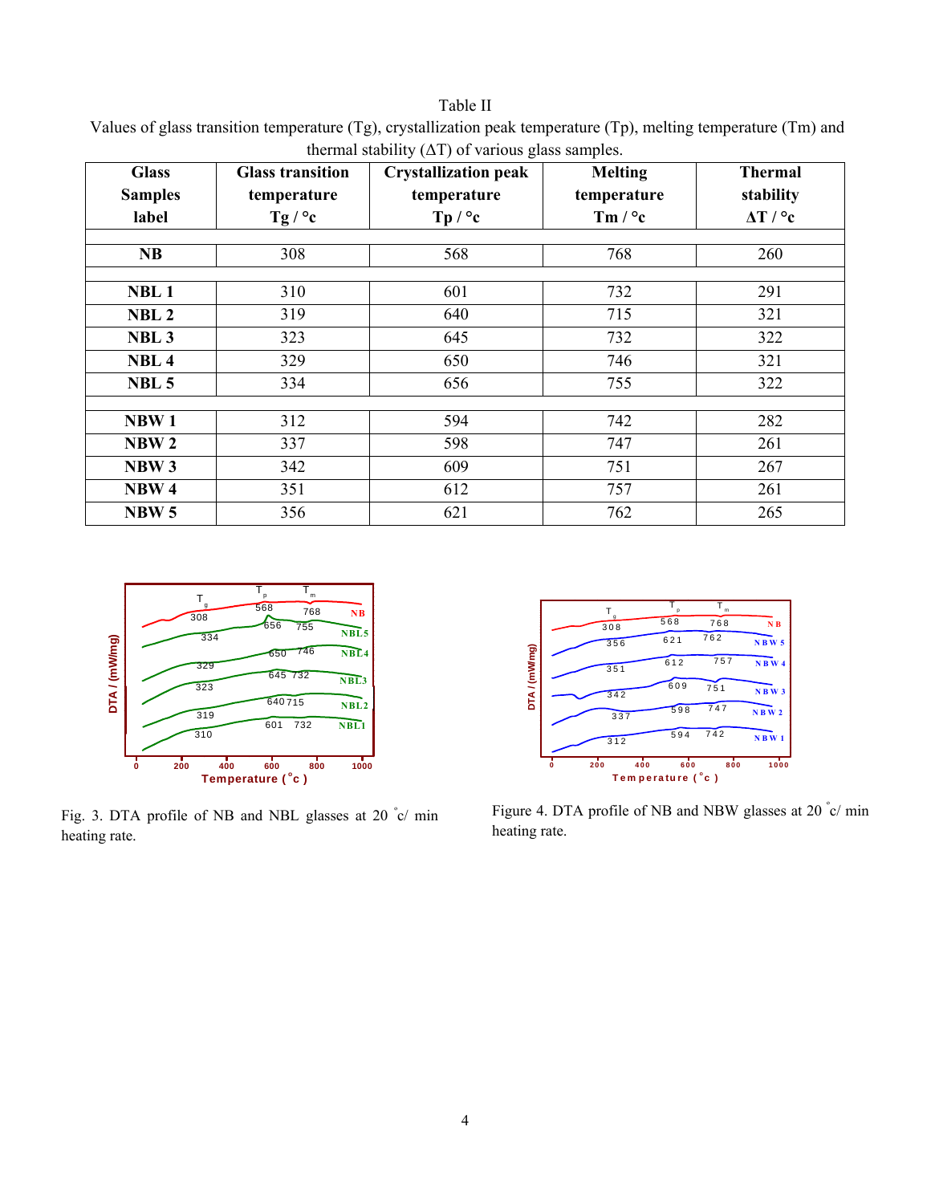Table II

Values of glass transition temperature (Tg), crystallization peak temperature (Tp), melting temperature (Tm) and thermal stability (ΔT) of various glass samples.

| Glass Samples label | Glass transition temperature Tg / °c | Crystallization peak temperature Tp / °c | Melting temperature Tm / °c | Thermal stability ΔT / °c |
|---|---|---|---|---|
| **NB** | 308 | 568 | 768 | 260 |
| **NBL 1** | 310 | 601 | 732 | 291 |
| **NBL 2** | 319 | 640 | 715 | 321 |
| **NBL 3** | 323 | 645 | 732 | 322 |
| **NBL 4** | 329 | 650 | 746 | 321 |
| **NBL 5** | 334 | 656 | 755 | 322 |
| **NBW 1** | 312 | 594 | 742 | 282 |
| **NBW 2** | 337 | 598 | 747 | 261 |
| **NBW 3** | 342 | 609 | 751 | 267 |
| **NBW 4** | 351 | 612 | 757 | 261 |
| **NBW 5** | 356 | 621 | 762 | 265 |

Fig. 3. DTA profile of NB and NBL glasses at 20 °c/ min heating rate.

Figure 4. DTA profile of NB and NBW glasses at 20 °c/ min heating rate.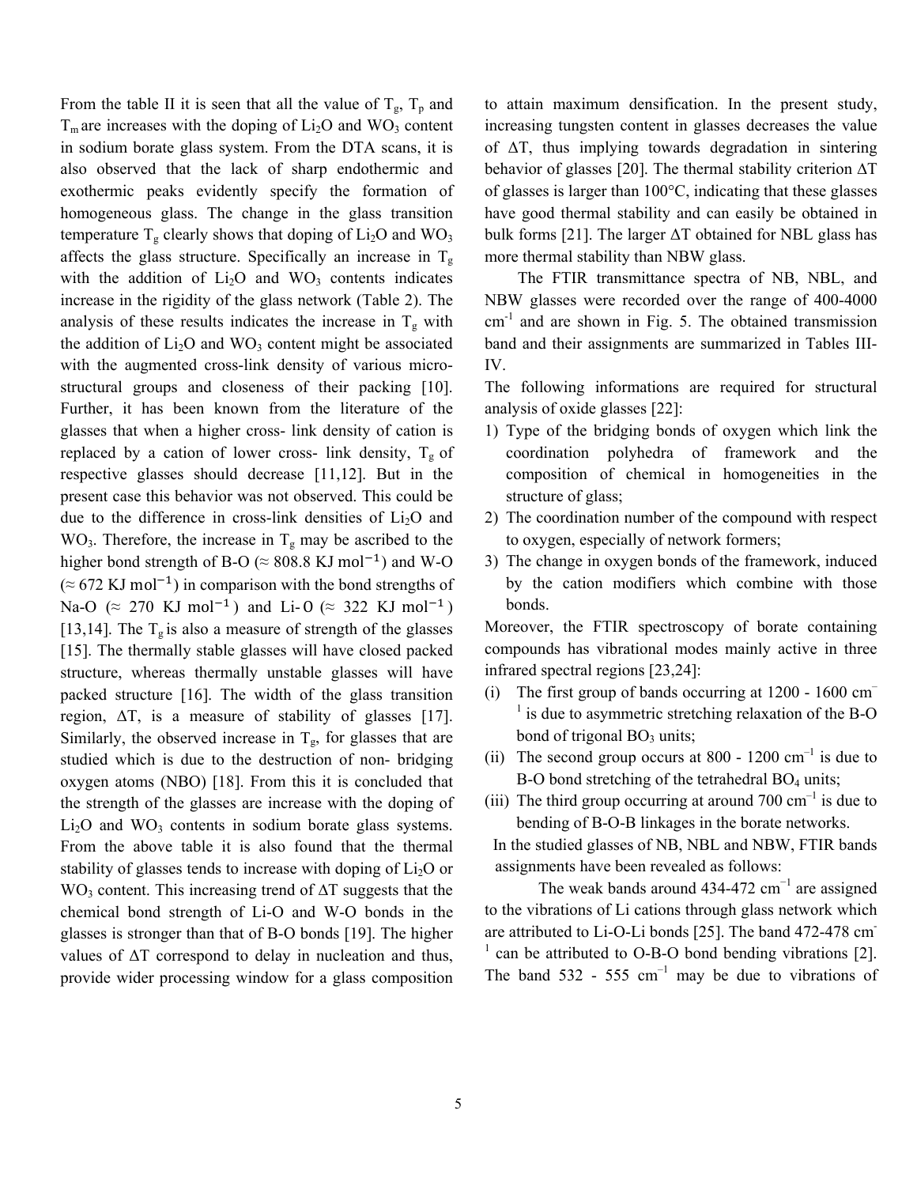From the table II it is seen that all the value of $T_g$, $T_p$ and $T_m$ are increases with the doping of $Li_2O$ and $WO_3$ content in sodium borate glass system. From the DTA scans, it is also observed that the lack of sharp endothermic and exothermic peaks evidently specify the formation of homogeneous glass. The change in the glass transition temperature $T_g$ clearly shows that doping of $Li_2O$ and $WO_3$ affects the glass structure. Specifically an increase in $T_g$ with the addition of $Li_2O$ and $WO_3$ contents indicates increase in the rigidity of the glass network (Table 2). The analysis of these results indicates the increase in $T_g$ with the addition of $Li_2O$ and $WO_3$ content might be associated with the augmented cross-link density of various micro-structural groups and closeness of their packing [10]. Further, it has been known from the literature of the glasses that when a higher cross- link density of cation is replaced by a cation of lower cross- link density, $T_g$ of respective glasses should decrease [11,12]. But in the present case this behavior was not observed. This could be due to the difference in cross-link densities of $Li_2O$ and $WO_3$. Therefore, the increase in $T_g$ may be ascribed to the higher bond strength of B-O ($\approx$ 808.8 KJ $mol^{-1}$) and W-O ($\approx$ 672 KJ $mol^{-1}$) in comparison with the bond strengths of Na-O ($\approx$ 270 KJ $mol^{-1}$) and Li-O ($\approx$ 322 KJ $mol^{-1}$) [13,14]. The $T_g$ is also a measure of strength of the glasses [15]. The thermally stable glasses will have closed packed structure, whereas thermally unstable glasses will have packed structure [16]. The width of the glass transition region, $\Delta T$, is a measure of stability of glasses [17]. Similarly, the observed increase in $T_g$, for glasses that are studied which is due to the destruction of non- bridging oxygen atoms (NBO) [18]. From this it is concluded that the strength of the glasses are increase with the doping of $Li_2O$ and $WO_3$ contents in sodium borate glass systems. From the above table it is also found that the thermal stability of glasses tends to increase with doping of $Li_2O$ or $WO_3$ content. This increasing trend of $\Delta T$ suggests that the chemical bond strength of Li-O and W-O bonds in the glasses is stronger than that of B-O bonds [19]. The higher values of $\Delta T$ correspond to delay in nucleation and thus, provide wider processing window for a glass composition to attain maximum densification. In the present study, increasing tungsten content in glasses decreases the value of $\Delta T$, thus implying towards degradation in sintering behavior of glasses [20]. The thermal stability criterion $\Delta T$ of glasses is larger than 100°C, indicating that these glasses have good thermal stability and can easily be obtained in bulk forms [21]. The larger $\Delta T$ obtained for NBL glass has more thermal stability than NBW glass.

The FTIR transmittance spectra of NB, NBL, and NBW glasses were recorded over the range of 400-4000 $cm^{-1}$ and are shown in Fig. 5. The obtained transmission band and their assignments are summarized in Tables III-IV.

The following informations are required for structural analysis of oxide glasses [22]:

1) Type of the bridging bonds of oxygen which link the coordination polyhedra of framework and the composition of chemical in homogeneities in the structure of glass;
2) The coordination number of the compound with respect to oxygen, especially of network formers;
3) The change in oxygen bonds of the framework, induced by the cation modifiers which combine with those bonds.

Moreover, the FTIR spectroscopy of borate containing compounds has vibrational modes mainly active in three infrared spectral regions [23,24]:

(i) The first group of bands occurring at 1200 - 1600 $cm^{-1}$ is due to asymmetric stretching relaxation of the B-O bond of trigonal $BO_3$ units;
(ii) The second group occurs at 800 - 1200 $cm^{-1}$ is due to B-O bond stretching of the tetrahedral $BO_4$ units;
(iii) The third group occurring at around 700 $cm^{-1}$ is due to bending of B-O-B linkages in the borate networks.

In the studied glasses of NB, NBL and NBW, FTIR bands assignments have been revealed as follows:

The weak bands around 434-472 $cm^{-1}$ are assigned to the vibrations of Li cations through glass network which are attributed to Li-O-Li bonds [25]. The band 472-478 $cm^{-1}$ can be attributed to O-B-O bond bending vibrations [2]. The band 532 - 555 $cm^{-1}$ may be due to vibrations of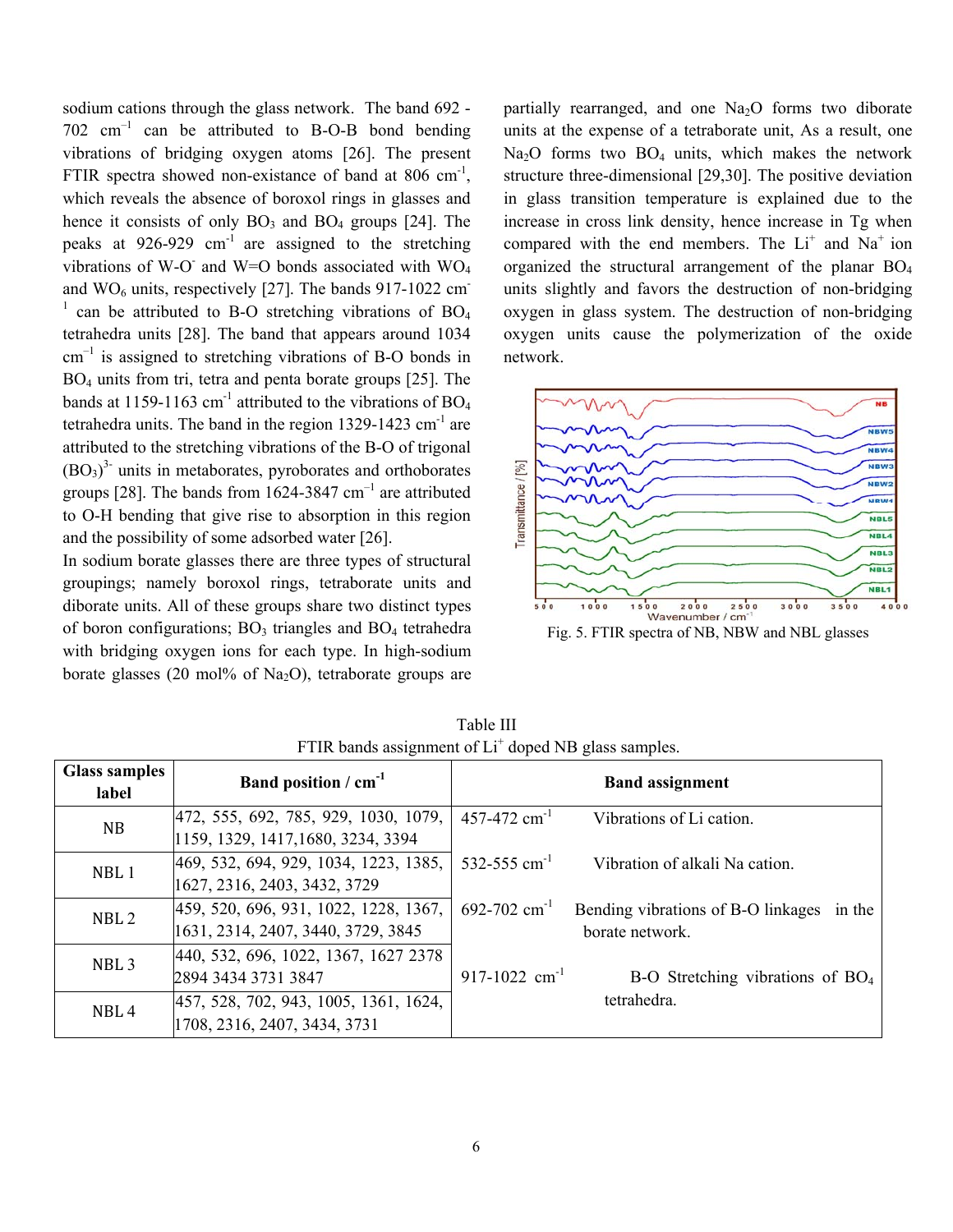sodium cations through the glass network. The band 692 - 702 cm$^{-1}$ can be attributed to B-O-B bond bending vibrations of bridging oxygen atoms [26]. The present FTIR spectra showed non-existance of band at 806 cm$^{-1}$, which reveals the absence of boroxol rings in glasses and hence it consists of only $BO_3$ and $BO_4$ groups [24]. The peaks at 926-929 cm$^{-1}$ are assigned to the stretching vibrations of W-O$^-$ and W=O bonds associated with $WO_4$ and $WO_6$ units, respectively [27]. The bands 917-1022 cm$^{-1}$ can be attributed to B-O stretching vibrations of $BO_4$ tetrahedra units [28]. The band that appears around 1034 cm$^{-1}$ is assigned to stretching vibrations of B-O bonds in $BO_4$ units from tri, tetra and penta borate groups [25]. The bands at 1159-1163 cm$^{-1}$ attributed to the vibrations of $BO_4$ tetrahedra units. The band in the region 1329-1423 cm$^{-1}$ are attributed to the stretching vibrations of the B-O of trigonal $(BO_3)^{3-}$ units in metaborates, pyroborates and orthoborates groups [28]. The bands from 1624-3847 cm$^{-1}$ are attributed to O-H bending that give rise to absorption in this region and the possibility of some adsorbed water [26].

In sodium borate glasses there are three types of structural groupings; namely boroxol rings, tetraborate units and diborate units. All of these groups share two distinct types of boron configurations; $BO_3$ triangles and $BO_4$ tetrahedra with bridging oxygen ions for each type. In high-sodium borate glasses (20 mol% of $Na_2O$), tetraborate groups are partially rearranged, and one $Na_2O$ forms two diborate units at the expense of a tetraborate unit, As a result, one $Na_2O$ forms two $BO_4$ units, which makes the network structure three-dimensional [29,30]. The positive deviation in glass transition temperature is explained due to the increase in cross link density, hence increase in Tg when compared with the end members. The $Li^+$ and $Na^+$ ion organized the structural arrangement of the planar $BO_4$ units slightly and favors the destruction of non-bridging oxygen in glass system. The destruction of non-bridging oxygen units cause the polymerization of the oxide network.

Fig. 5. FTIR spectra of NB, NBW and NBL glasses

Table III
FTIR bands assignment of $Li^+$ doped NB glass samples.

| Glass samples label | Band position / cm$^{-1}$ | Band assignment |
|---|---|---|
| NB | 472, 555, 692, 785, 929, 1030, 1079, 1159, 1329, 1417,1680, 3234, 3394 | 457-472 cm$^{-1}$ Vibrations of Li cation. |
| NBL 1 | 469, 532, 694, 929, 1034, 1223, 1385, 1627, 2316, 2403, 3432, 3729 | 532-555 cm$^{-1}$ Vibration of alkali Na cation. |
| NBL 2 | 459, 520, 696, 931, 1022, 1228, 1367, 1631, 2314, 2407, 3440, 3729, 3845 | 692-702 cm$^{-1}$ Bending vibrations of B-O linkages in the borate network. |
| NBL 3 | 440, 532, 696, 1022, 1367, 1627 2378 2894 3434 3731 3847 | 917-1022 cm$^{-1}$ B-O Stretching vibrations of $BO_4$ tetrahedra. |
| NBL 4 | 457, 528, 702, 943, 1005, 1361, 1624, 1708, 2316, 2407, 3434, 3731 | |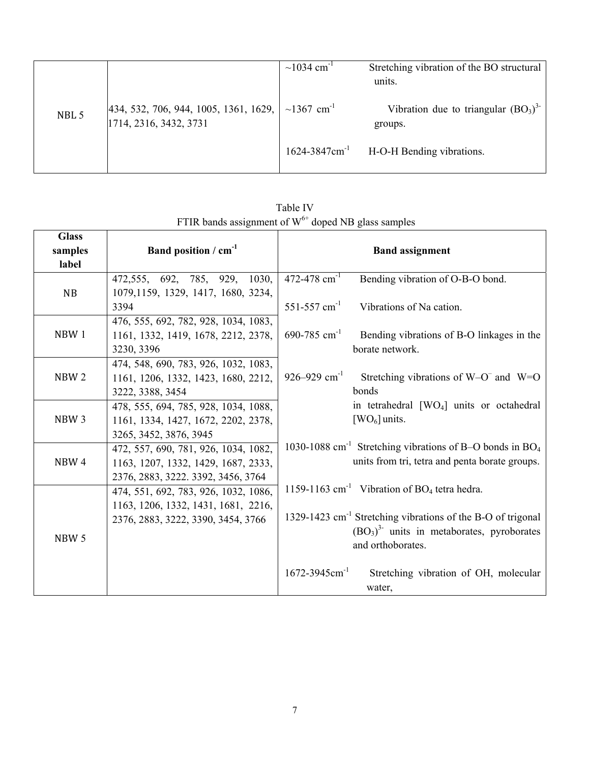| | | | |
|---|---|---|---|
| NBL 5 | 434, 532, 706, 944, 1005, 1361, 1629, 1714, 2316, 3432, 3731 | ~1034 $cm^{-1}$ | Stretching vibration of the BO structural units. |
| | | ~1367 $cm^{-1}$ | Vibration due to triangular $(BO_3)^{3-}$ groups. |
| | | 1624-3847$cm^{-1}$ | H-O-H Bending vibrations. |

Table IV
FTIR bands assignment of $W^{6+}$ doped NB glass samples

| Glass samples label | Band position / $cm^{-1}$ | Band assignment | |
|---|---|---|---|
| NB | 472,555, 692, 785, 929, 1030, 1079,1159, 1329, 1417, 1680, 3234, 3394 | 472-478 $cm^{-1}$ | Bending vibration of O-B-O bond. |
| | | 551-557 $cm^{-1}$ | Vibrations of Na cation. |
| NBW 1 | 476, 555, 692, 782, 928, 1034, 1083, 1161, 1332, 1419, 1678, 2212, 2378, 3230, 3396 | 690-785 $cm^{-1}$ | Bending vibrations of B-O linkages in the borate network. |
| NBW 2 | 474, 548, 690, 783, 926, 1032, 1083, 1161, 1206, 1332, 1423, 1680, 2212, 3222, 3388, 3454 | 926–929 $cm^{-1}$ | Stretching vibrations of $W–O^-$ and W=O bonds in tetrahedral $[WO_4]$ units or octahedral $[WO_6]$ units. |
| NBW 3 | 478, 555, 694, 785, 928, 1034, 1088, 1161, 1334, 1427, 1672, 2202, 2378, 3265, 3452, 3876, 3945 | | |
| NBW 4 | 472, 557, 690, 781, 926, 1034, 1082, 1163, 1207, 1332, 1429, 1687, 2333, 2376, 2883, 3222. 3392, 3456, 3764 | 1030-1088 $cm^{-1}$ | Stretching vibrations of B–O bonds in $BO_4$ units from tri, tetra and penta borate groups. |
| NBW 5 | 474, 551, 692, 783, 926, 1032, 1086, 1163, 1206, 1332, 1431, 1681, 2216, 2376, 2883, 3222, 3390, 3454, 3766 | 1159-1163 $cm^{-1}$ | Vibration of $BO_4$ tetra hedra. |
| | | 1329-1423 $cm^{-1}$ | Stretching vibrations of the B-O of trigonal $(BO_3)^{3-}$ units in metaborates, pyroborates and orthoborates. |
| | | 1672-3945$cm^{-1}$ | Stretching vibration of OH, molecular water, |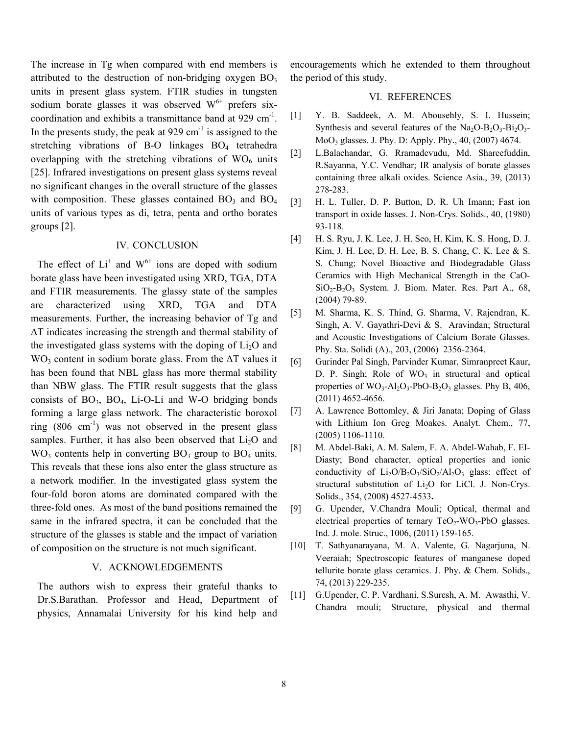The increase in Tg when compared with end members is attributed to the destruction of non-bridging oxygen $BO_3$ units in present glass system. FTIR studies in tungsten sodium borate glasses it was observed $W^{6+}$ prefers six-coordination and exhibits a transmittance band at 929 $cm^{-1}$. In the presents study, the peak at 929 $cm^{-1}$ is assigned to the stretching vibrations of B-O linkages $BO_4$ tetrahedra overlapping with the stretching vibrations of $WO_6$ units [25]. Infrared investigations on present glass systems reveal no significant changes in the overall structure of the glasses with composition. These glasses contained $BO_3$ and $BO_4$ units of various types as di, tetra, penta and ortho borates groups [2].

## IV. CONCLUSION

The effect of $Li^+$ and $W^{6+}$ ions are doped with sodium borate glass have been investigated using XRD, TGA, DTA and FTIR measurements. The glassy state of the samples are characterized using XRD, TGA and DTA measurements. Further, the increasing behavior of Tg and $\Delta T$ indicates increasing the strength and thermal stability of the investigated glass systems with the doping of $Li_2O$ and $WO_3$ content in sodium borate glass. From the $\Delta T$ values it has been found that NBL glass has more thermal stability than NBW glass. The FTIR result suggests that the glass consists of $BO_3$, $BO_4$, Li-O-Li and W-O bridging bonds forming a large glass network. The characteristic boroxol ring (806 $cm^{-1}$) was not observed in the present glass samples. Further, it has also been observed that $Li_2O$ and $WO_3$ contents help in converting $BO_3$ group to $BO_4$ units. This reveals that these ions also enter the glass structure as a network modifier. In the investigated glass system the four-fold boron atoms are dominated compared with the three-fold ones. As most of the band positions remained the same in the infrared spectra, it can be concluded that the structure of the glasses is stable and the impact of variation of composition on the structure is not much significant.

## V. ACKNOWLEDGEMENTS

The authors wish to express their grateful thanks to Dr.S.Barathan. Professor and Head, Department of physics, Annamalai University for his kind help and encouragements which he extended to them throughout the period of this study.

## VI. REFERENCES

[1] Y. B. Saddeek, A. M. Abousehly, S. I. Hussein; Synthesis and several features of the $Na_2O$-$B_2O_3$-$Bi_2O_3$-$MoO_3$ glasses. J. Phy. D: Apply. Phy., 40, (2007) 4674.

[2] L.Balachandar, G. Rramadevudu, Md. Shareefuddin, R.Sayanna, Y.C. Vendhar; IR analysis of borate glasses containing three alkali oxides. Science Asia., 39, (2013) 278-283.

[3] H. L. Tuller, D. P. Button, D. R. Uh Imann; Fast ion transport in oxide lasses. J. Non-Crys. Solids., 40, (1980) 93-118.

[4] H. S. Ryu, J. K. Lee, J. H. Seo, H. Kim, K. S. Hong, D. J. Kim, J. H. Lee, D. H. Lee, B. S. Chang, C. K. Lee & S. S. Chung; Novel Bioactive and Biodegradable Glass Ceramics with High Mechanical Strength in the CaO-$SiO_2$-$B_2O_3$ System. J. Biom. Mater. Res. Part A., 68, (2004) 79-89.

[5] M. Sharma, K. S. Thind, G. Sharma, V. Rajendran, K. Singh, A. V. Gayathri-Devi & S. Aravindan; Structural and Acoustic Investigations of Calcium Borate Glasses. Phy. Sta. Solidi (A)., 203, (2006) 2356-2364.

[6] Gurinder Pal Singh, Parvinder Kumar, Simranpreet Kaur, D. P. Singh; Role of $WO_3$ in structural and optical properties of $WO_3$-$Al_2O_3$-PbO-$B_2O_3$ glasses. Phy B, 406, (2011) 4652-4656.

[7] A. Lawrence Bottomley, & Jiri Janata; Doping of Glass with Lithium Ion Greg Moakes. Analyt. Chem., 77, (2005) 1106-1110.

[8] M. Abdel-Baki, A. M. Salem, F. A. Abdel-Wahab, F. EI-Diasty; Bond character, optical properties and ionic conductivity of $Li_2O$/$B_2O_3$/$SiO_2$/$Al_2O_3$ glass: effect of structural substitution of $Li_2O$ for LiCl. J. Non-Crys. Solids., 354, (2008) 4527-4533.

[9] G. Upender, V.Chandra Mouli; Optical, thermal and electrical properties of ternary $TeO_2$-$WO_3$-PbO glasses. Ind. J. mole. Struc., 1006, (2011) 159-165.

[10] T. Sathyanarayana, M. A. Valente, G. Nagarjuna, N. Veeraiah; Spectroscopic features of manganese doped tellurite borate glass ceramics. J. Phy. & Chem. Solids., 74, (2013) 229-235.

[11] G.Upender, C. P. Vardhani, S.Suresh, A. M. Awasthi, V. Chandra mouli; Structure, physical and thermal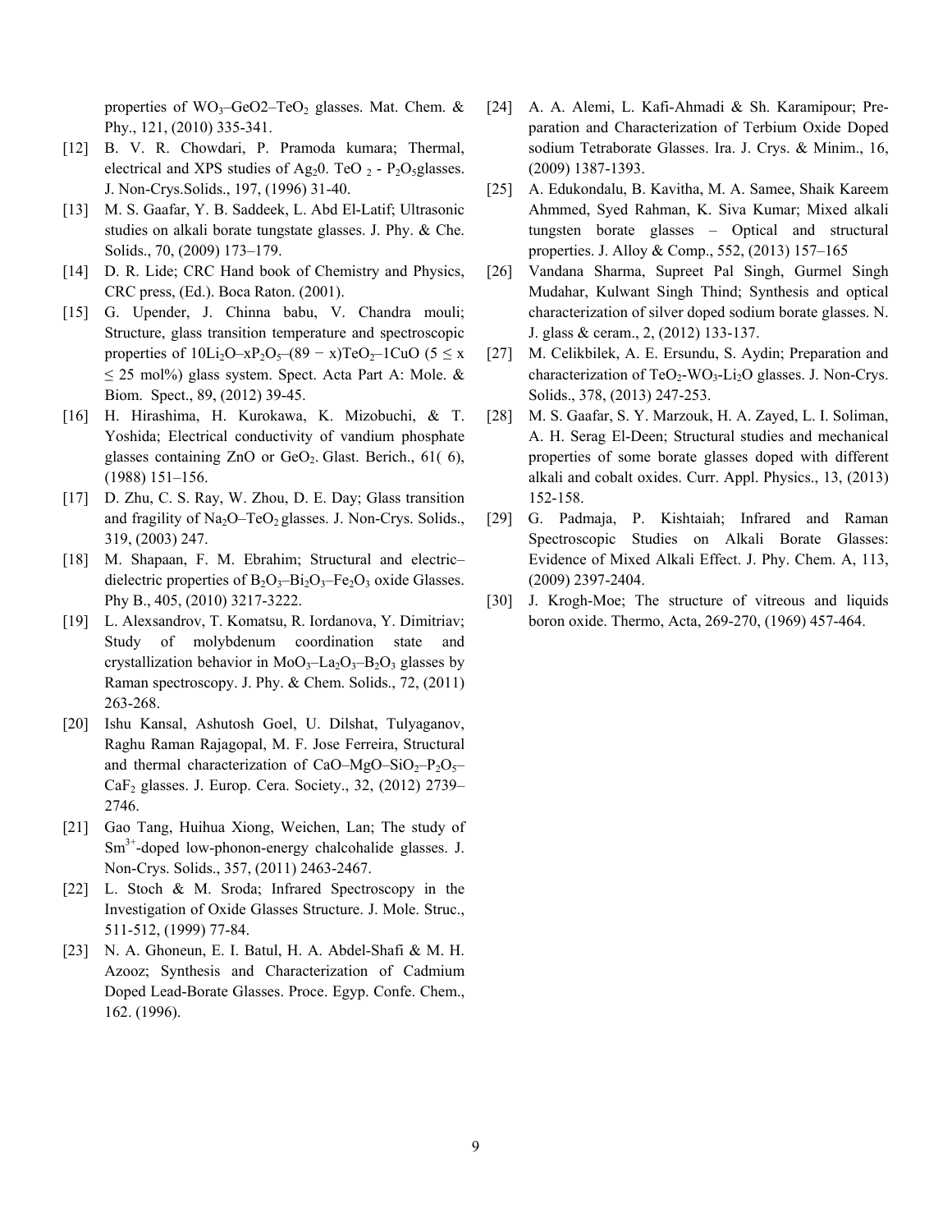properties of $WO_3$–GeO2–$TeO_2$ glasses. Mat. Chem. & Phy., 121, (2010) 335-341.

[12] B. V. R. Chowdari, P. Pramoda kumara; Thermal, electrical and XPS studies of $Ag_20$. TeO $_2$ - $P_2O_5$glasses. J. Non-Crys.Solids., 197, (1996) 31-40.

[13] M. S. Gaafar, Y. B. Saddeek, L. Abd El-Latif; Ultrasonic studies on alkali borate tungstate glasses. J. Phy. & Che. Solids., 70, (2009) 173–179.

[14] D. R. Lide; CRC Hand book of Chemistry and Physics, CRC press, (Ed.). Boca Raton. (2001).

[15] G. Upender, J. Chinna babu, V. Chandra mouli; Structure, glass transition temperature and spectroscopic properties of $10Li_2O$–$xP_2O_5$–$(89 - x)TeO_2$–1CuO ($5 \leq x \leq 25$ mol%) glass system. Spect. Acta Part A: Mole. & Biom. Spect., 89, (2012) 39-45.

[16] H. Hirashima, H. Kurokawa, K. Mizobuchi, & T. Yoshida; Electrical conductivity of vandium phosphate glasses containing ZnO or $GeO_2$. Glast. Berich., 61( 6), (1988) 151–156.

[17] D. Zhu, C. S. Ray, W. Zhou, D. E. Day; Glass transition and fragility of $Na_2O$–$TeO_2$ glasses. J. Non-Crys. Solids., 319, (2003) 247.

[18] M. Shapaan, F. M. Ebrahim; Structural and electric–dielectric properties of $B_2O_3$–$Bi_2O_3$–$Fe_2O_3$ oxide Glasses. Phy B., 405, (2010) 3217-3222.

[19] L. Alexsandrov, T. Komatsu, R. Iordanova, Y. Dimitriav; Study of molybdenum coordination state and crystallization behavior in $MoO_3$–$La_2O_3$–$B_2O_3$ glasses by Raman spectroscopy. J. Phy. & Chem. Solids., 72, (2011) 263-268.

[20] Ishu Kansal, Ashutosh Goel, U. Dilshat, Tulyaganov, Raghu Raman Rajagopal, M. F. Jose Ferreira, Structural and thermal characterization of CaO–MgO–$SiO_2$–$P_2O_5$–$CaF_2$ glasses. J. Europ. Cera. Society., 32, (2012) 2739–2746.

[21] Gao Tang, Huihua Xiong, Weichen, Lan; The study of $Sm^{3+}$-doped low-phonon-energy chalcohalide glasses. J. Non-Crys. Solids., 357, (2011) 2463-2467.

[22] L. Stoch & M. Sroda; Infrared Spectroscopy in the Investigation of Oxide Glasses Structure. J. Mole. Struc., 511-512, (1999) 77-84.

[23] N. A. Ghoneun, E. I. Batul, H. A. Abdel-Shafi & M. H. Azooz; Synthesis and Characterization of Cadmium Doped Lead-Borate Glasses. Proce. Egyp. Confe. Chem., 162. (1996).

[24] A. A. Alemi, L. Kafi-Ahmadi & Sh. Karamipour; Preparation and Characterization of Terbium Oxide Doped sodium Tetraborate Glasses. Ira. J. Crys. & Minim., 16, (2009) 1387-1393.

[25] A. Edukondalu, B. Kavitha, M. A. Samee, Shaik Kareem Ahmmed, Syed Rahman, K. Siva Kumar; Mixed alkali tungsten borate glasses – Optical and structural properties. J. Alloy & Comp., 552, (2013) 157–165

[26] Vandana Sharma, Supreet Pal Singh, Gurmel Singh Mudahar, Kulwant Singh Thind; Synthesis and optical characterization of silver doped sodium borate glasses. N. J. glass & ceram., 2, (2012) 133-137.

[27] M. Celikbilek, A. E. Ersundu, S. Aydin; Preparation and characterization of $TeO_2$-$WO_3$-$Li_2O$ glasses. J. Non-Crys. Solids., 378, (2013) 247-253.

[28] M. S. Gaafar, S. Y. Marzouk, H. A. Zayed, L. I. Soliman, A. H. Serag El-Deen; Structural studies and mechanical properties of some borate glasses doped with different alkali and cobalt oxides. Curr. Appl. Physics., 13, (2013) 152-158.

[29] G. Padmaja, P. Kishtaiah; Infrared and Raman Spectroscopic Studies on Alkali Borate Glasses: Evidence of Mixed Alkali Effect. J. Phy. Chem. A, 113, (2009) 2397-2404.

[30] J. Krogh-Moe; The structure of vitreous and liquids boron oxide. Thermo, Acta, 269-270, (1969) 457-464.